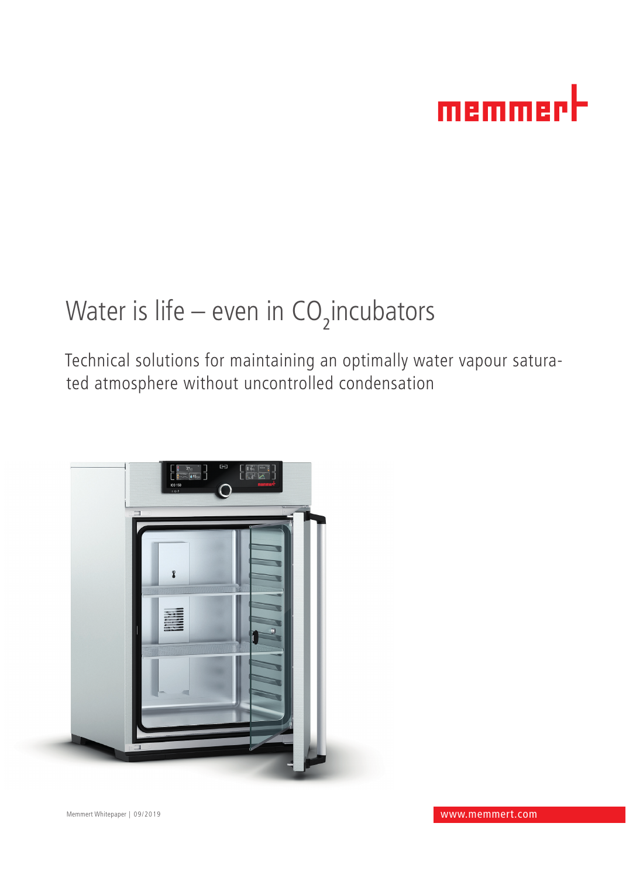# Water is life – even in $CO_2$ incubators

Technical solutions for maintaining an optimally water vapour saturated atmosphere without uncontrolled condensation

Memmert Whitepaper | 09/2019

www.memmert.com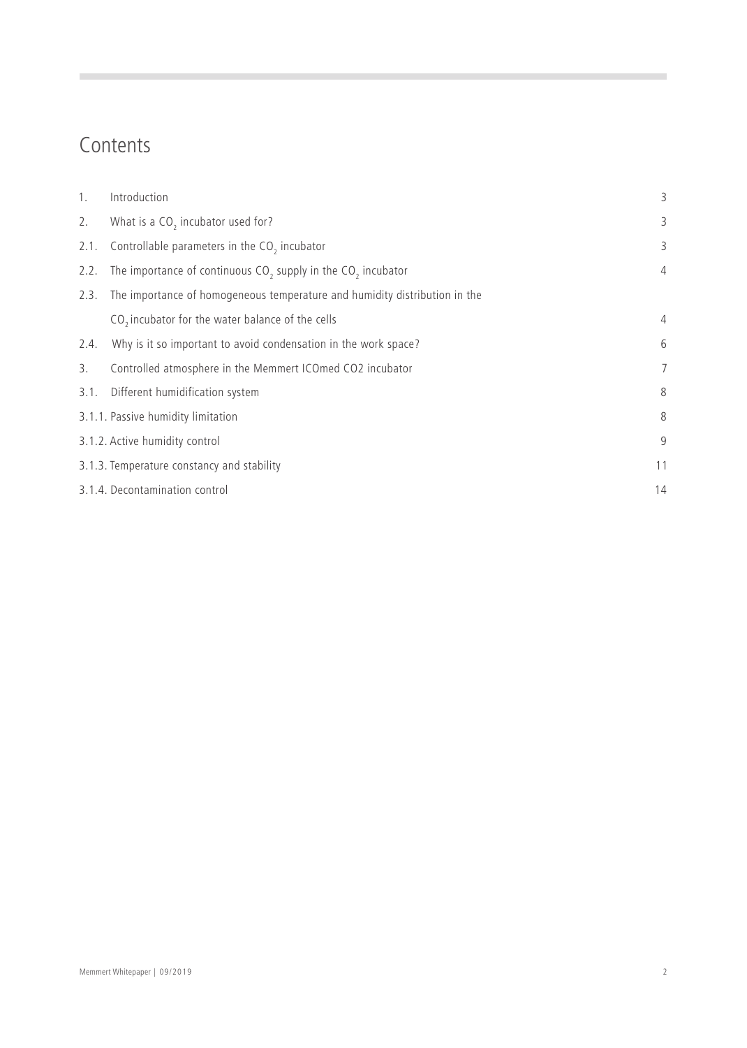# Contents

| | | |
|---|---|---|
| 1. | Introduction | 3 |
| 2. | What is a $CO_2$ incubator used for? | 3 |
| 2.1. | Controllable parameters in the $CO_2$ incubator | 3 |
| 2.2. | The importance of continuous $CO_2$ supply in the $CO_2$ incubator | 4 |
| 2.3. | The importance of homogeneous temperature and humidity distribution in the $CO_2$ incubator for the water balance of the cells | 4 |
| 2.4. | Why is it so important to avoid condensation in the work space? | 6 |
| 3. | Controlled atmosphere in the Memmert ICOmed CO2 incubator | 7 |
| 3.1. | Different humidification system | 8 |
| 3.1.1. | Passive humidity limitation | 8 |
| 3.1.2. | Active humidity control | 9 |
| 3.1.3. | Temperature constancy and stability | 11 |
| 3.1.4. | Decontamination control | 14 |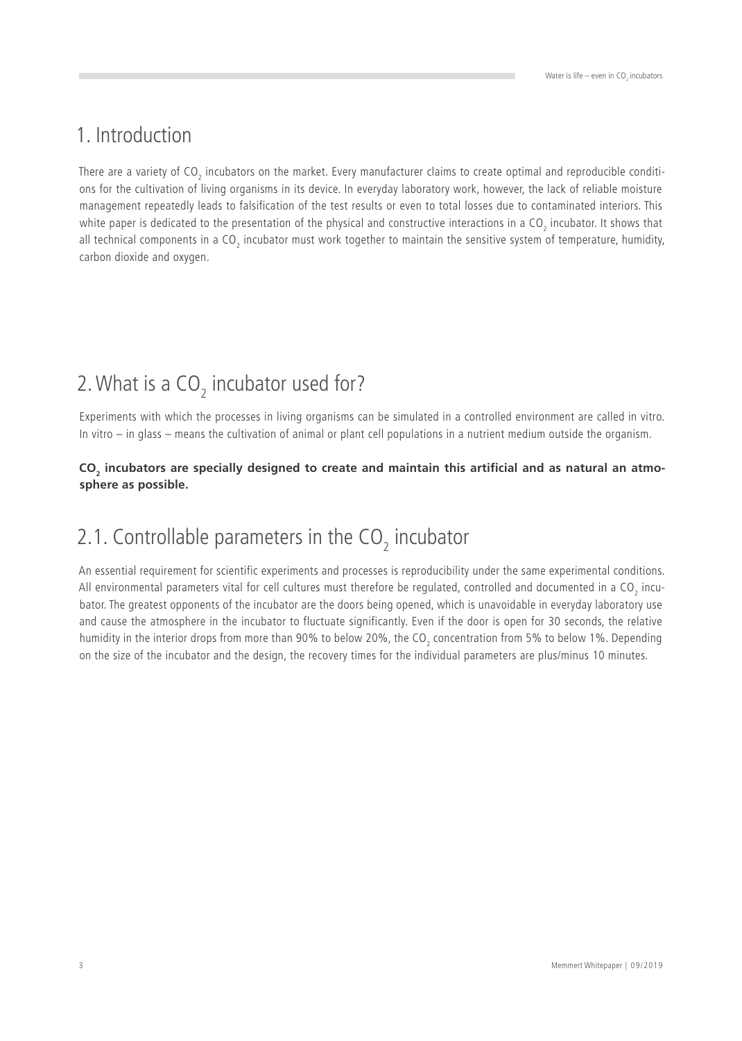# 1. Introduction

There are a variety of $CO_2$ incubators on the market. Every manufacturer claims to create optimal and reproducible conditions for the cultivation of living organisms in its device. In everyday laboratory work, however, the lack of reliable moisture management repeatedly leads to falsification of the test results or even to total losses due to contaminated interiors. This white paper is dedicated to the presentation of the physical and constructive interactions in a $CO_2$ incubator. It shows that all technical components in a $CO_2$ incubator must work together to maintain the sensitive system of temperature, humidity, carbon dioxide and oxygen.

# 2. What is a $CO_2$ incubator used for?

Experiments with which the processes in living organisms can be simulated in a controlled environment are called in vitro. In vitro – in glass – means the cultivation of animal or plant cell populations in a nutrient medium outside the organism.

**$CO_2$ incubators are specially designed to create and maintain this artificial and as natural an atmosphere as possible.**

## 2.1. Controllable parameters in the $CO_2$ incubator

An essential requirement for scientific experiments and processes is reproducibility under the same experimental conditions. All environmental parameters vital for cell cultures must therefore be regulated, controlled and documented in a $CO_2$ incubator. The greatest opponents of the incubator are the doors being opened, which is unavoidable in everyday laboratory use and cause the atmosphere in the incubator to fluctuate significantly. Even if the door is open for 30 seconds, the relative humidity in the interior drops from more than 90% to below 20%, the $CO_2$ concentration from 5% to below 1%. Depending on the size of the incubator and the design, the recovery times for the individual parameters are plus/minus 10 minutes.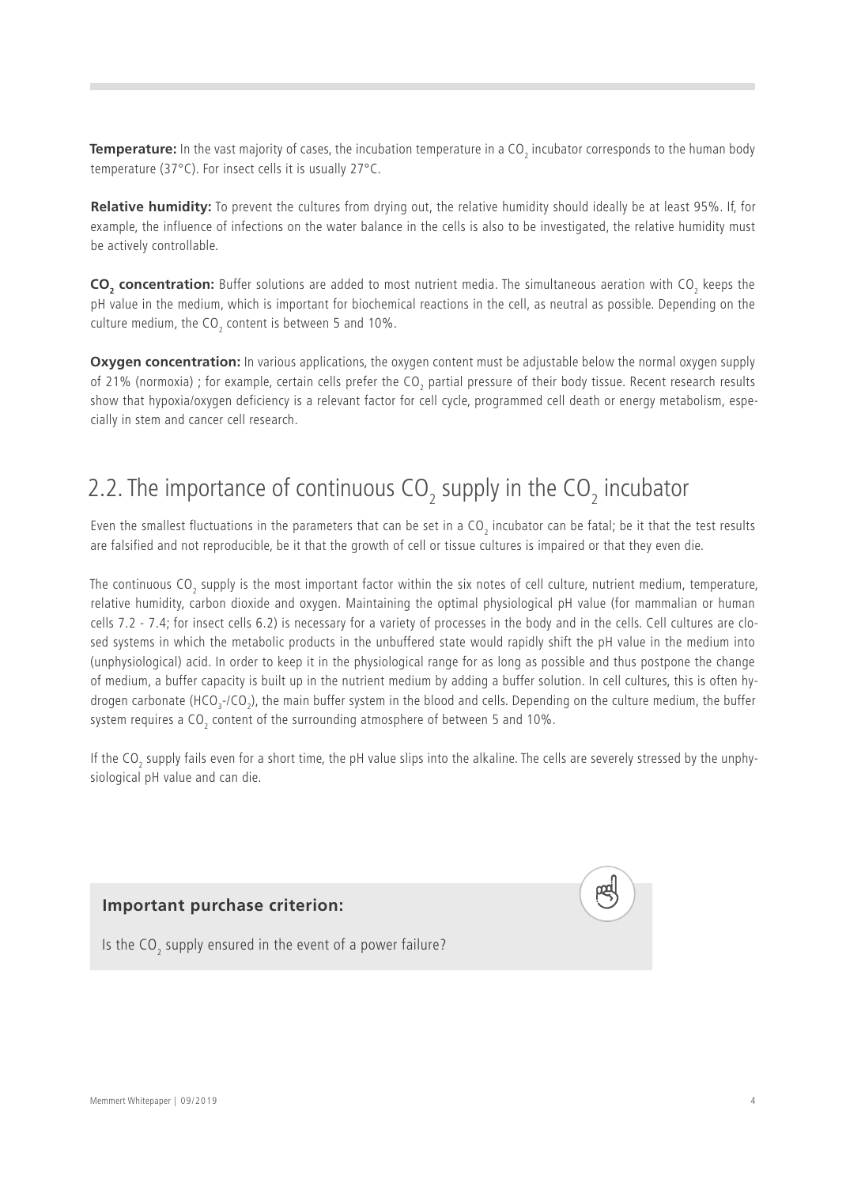**Temperature:** In the vast majority of cases, the incubation temperature in a $CO_2$ incubator corresponds to the human body temperature (37°C). For insect cells it is usually 27°C.

**Relative humidity:** To prevent the cultures from drying out, the relative humidity should ideally be at least 95%. If, for example, the influence of infections on the water balance in the cells is also to be investigated, the relative humidity must be actively controllable.

**$CO_2$ concentration:** Buffer solutions are added to most nutrient media. The simultaneous aeration with $CO_2$ keeps the pH value in the medium, which is important for biochemical reactions in the cell, as neutral as possible. Depending on the culture medium, the $CO_2$ content is between 5 and 10%.

**Oxygen concentration:** In various applications, the oxygen content must be adjustable below the normal oxygen supply of 21% (normoxia) ; for example, certain cells prefer the $CO_2$ partial pressure of their body tissue. Recent research results show that hypoxia/oxygen deficiency is a relevant factor for cell cycle, programmed cell death or energy metabolism, especially in stem and cancer cell research.

## 2.2. The importance of continuous $CO_2$ supply in the $CO_2$ incubator

Even the smallest fluctuations in the parameters that can be set in a $CO_2$ incubator can be fatal; be it that the test results are falsified and not reproducible, be it that the growth of cell or tissue cultures is impaired or that they even die.

The continuous $CO_2$ supply is the most important factor within the six notes of cell culture, nutrient medium, temperature, relative humidity, carbon dioxide and oxygen. Maintaining the optimal physiological pH value (for mammalian or human cells 7.2 - 7.4; for insect cells 6.2) is necessary for a variety of processes in the body and in the cells. Cell cultures are closed systems in which the metabolic products in the unbuffered state would rapidly shift the pH value in the medium into (unphysiological) acid. In order to keep it in the physiological range for as long as possible and thus postpone the change of medium, a buffer capacity is built up in the nutrient medium by adding a buffer solution. In cell cultures, this is often hydrogen carbonate ($HCO_3$-/$CO_2$), the main buffer system in the blood and cells. Depending on the culture medium, the buffer system requires a $CO_2$ content of the surrounding atmosphere of between 5 and 10%.

If the $CO_2$ supply fails even for a short time, the pH value slips into the alkaline. The cells are severely stressed by the unphysiological pH value and can die.

**Important purchase criterion:**

Is the $CO_2$ supply ensured in the event of a power failure?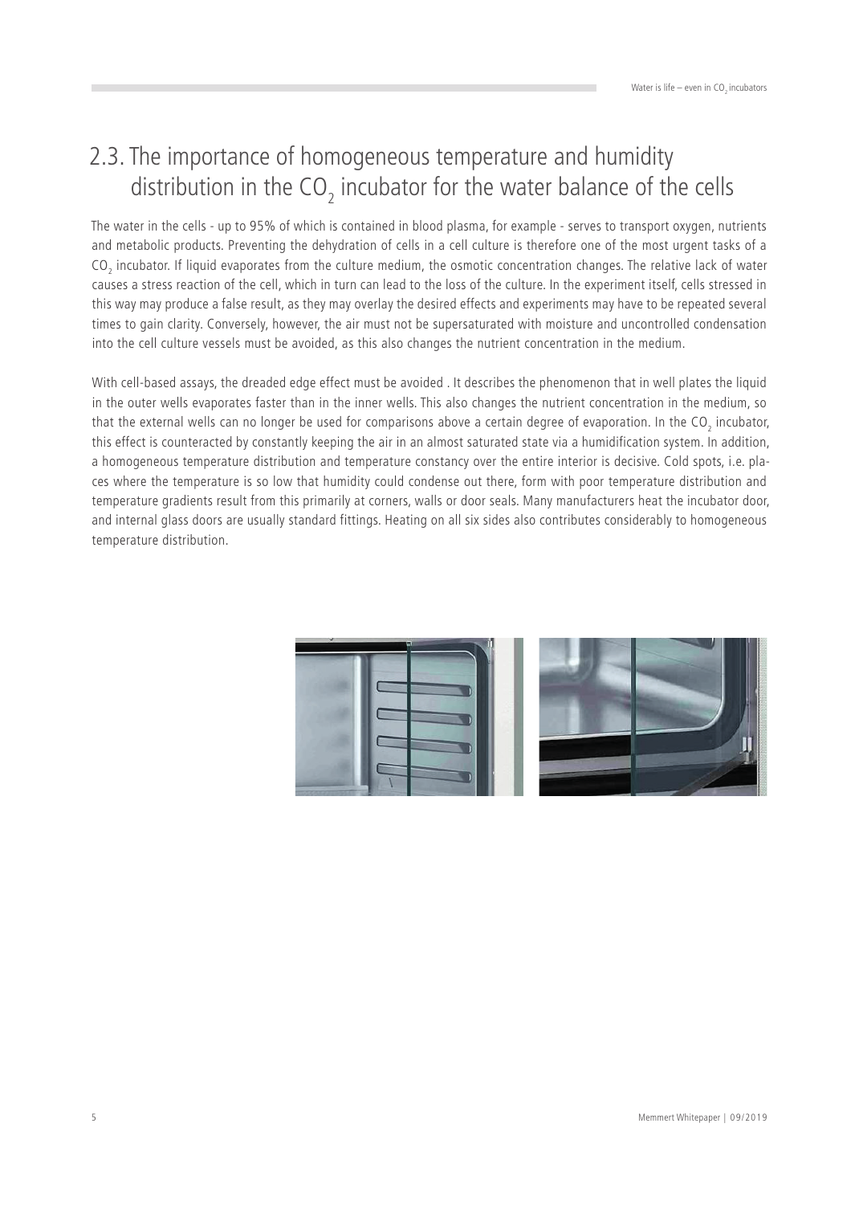## 2.3. The importance of homogeneous temperature and humidity distribution in the $CO_2$ incubator for the water balance of the cells

The water in the cells - up to 95% of which is contained in blood plasma, for example - serves to transport oxygen, nutrients and metabolic products. Preventing the dehydration of cells in a cell culture is therefore one of the most urgent tasks of a $CO_2$ incubator. If liquid evaporates from the culture medium, the osmotic concentration changes. The relative lack of water causes a stress reaction of the cell, which in turn can lead to the loss of the culture. In the experiment itself, cells stressed in this way may produce a false result, as they may overlay the desired effects and experiments may have to be repeated several times to gain clarity. Conversely, however, the air must not be supersaturated with moisture and uncontrolled condensation into the cell culture vessels must be avoided, as this also changes the nutrient concentration in the medium.

With cell-based assays, the dreaded edge effect must be avoided . It describes the phenomenon that in well plates the liquid in the outer wells evaporates faster than in the inner wells. This also changes the nutrient concentration in the medium, so that the external wells can no longer be used for comparisons above a certain degree of evaporation. In the $CO_2$ incubator, this effect is counteracted by constantly keeping the air in an almost saturated state via a humidification system. In addition, a homogeneous temperature distribution and temperature constancy over the entire interior is decisive. Cold spots, i.e. places where the temperature is so low that humidity could condense out there, form with poor temperature distribution and temperature gradients result from this primarily at corners, walls or door seals. Many manufacturers heat the incubator door, and internal glass doors are usually standard fittings. Heating on all six sides also contributes considerably to homogeneous temperature distribution.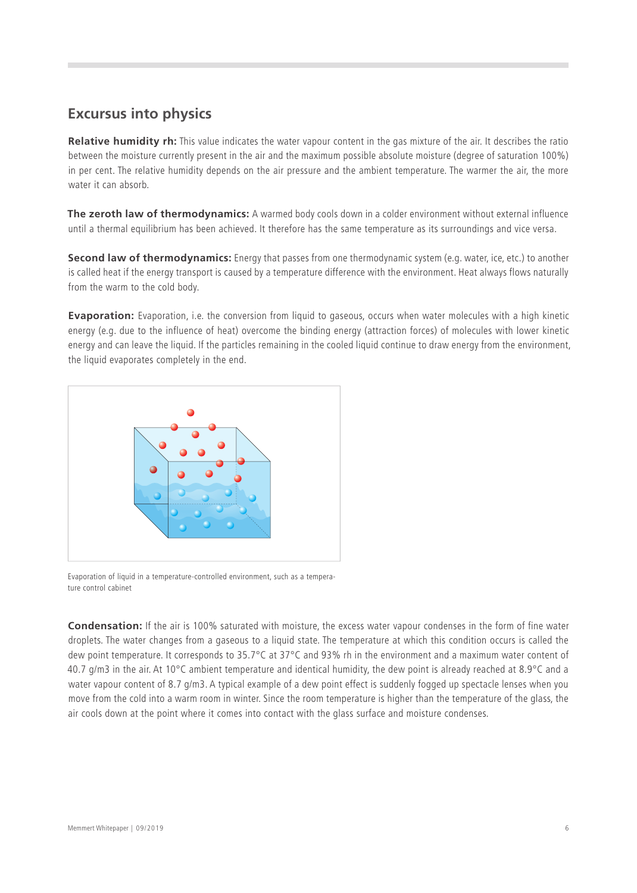## Excursus into physics

**Relative humidity rh:** This value indicates the water vapour content in the gas mixture of the air. It describes the ratio between the moisture currently present in the air and the maximum possible absolute moisture (degree of saturation 100%) in per cent. The relative humidity depends on the air pressure and the ambient temperature. The warmer the air, the more water it can absorb.

**The zeroth law of thermodynamics:** A warmed body cools down in a colder environment without external influence until a thermal equilibrium has been achieved. It therefore has the same temperature as its surroundings and vice versa.

**Second law of thermodynamics:** Energy that passes from one thermodynamic system (e.g. water, ice, etc.) to another is called heat if the energy transport is caused by a temperature difference with the environment. Heat always flows naturally from the warm to the cold body.

**Evaporation:** Evaporation, i.e. the conversion from liquid to gaseous, occurs when water molecules with a high kinetic energy (e.g. due to the influence of heat) overcome the binding energy (attraction forces) of molecules with lower kinetic energy and can leave the liquid. If the particles remaining in the cooled liquid continue to draw energy from the environment, the liquid evaporates completely in the end.

Evaporation of liquid in a temperature-controlled environment, such as a temperature control cabinet

**Condensation:** If the air is 100% saturated with moisture, the excess water vapour condenses in the form of fine water droplets. The water changes from a gaseous to a liquid state. The temperature at which this condition occurs is called the dew point temperature. It corresponds to 35.7°C at 37°C and 93% rh in the environment and a maximum water content of 40.7 g/m3 in the air. At 10°C ambient temperature and identical humidity, the dew point is already reached at 8.9°C and a water vapour content of 8.7 g/m3. A typical example of a dew point effect is suddenly fogged up spectacle lenses when you move from the cold into a warm room in winter. Since the room temperature is higher than the temperature of the glass, the air cools down at the point where it comes into contact with the glass surface and moisture condenses.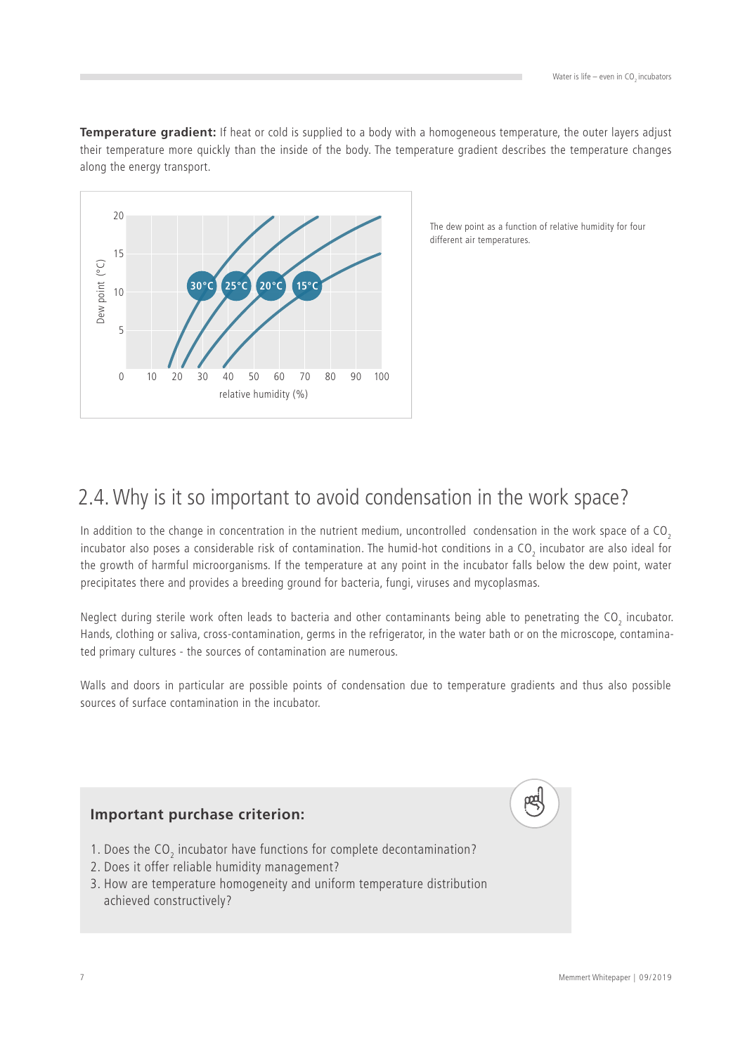**Temperature gradient:** If heat or cold is supplied to a body with a homogeneous temperature, the outer layers adjust their temperature more quickly than the inside of the body. The temperature gradient describes the temperature changes along the energy transport.

The dew point as a function of relative humidity for four different air temperatures.

## 2.4. Why is it so important to avoid condensation in the work space?

In addition to the change in concentration in the nutrient medium, uncontrolled condensation in the work space of a $CO_2$ incubator also poses a considerable risk of contamination. The humid-hot conditions in a $CO_2$ incubator are also ideal for the growth of harmful microorganisms. If the temperature at any point in the incubator falls below the dew point, water precipitates there and provides a breeding ground for bacteria, fungi, viruses and mycoplasmas.

Neglect during sterile work often leads to bacteria and other contaminants being able to penetrating the $CO_2$ incubator. Hands, clothing or saliva, cross-contamination, germs in the refrigerator, in the water bath or on the microscope, contaminated primary cultures - the sources of contamination are numerous.

Walls and doors in particular are possible points of condensation due to temperature gradients and thus also possible sources of surface contamination in the incubator.

**Important purchase criterion:**

1. Does the $CO_2$ incubator have functions for complete decontamination?
2. Does it offer reliable humidity management?
3. How are temperature homogeneity and uniform temperature distribution achieved constructively?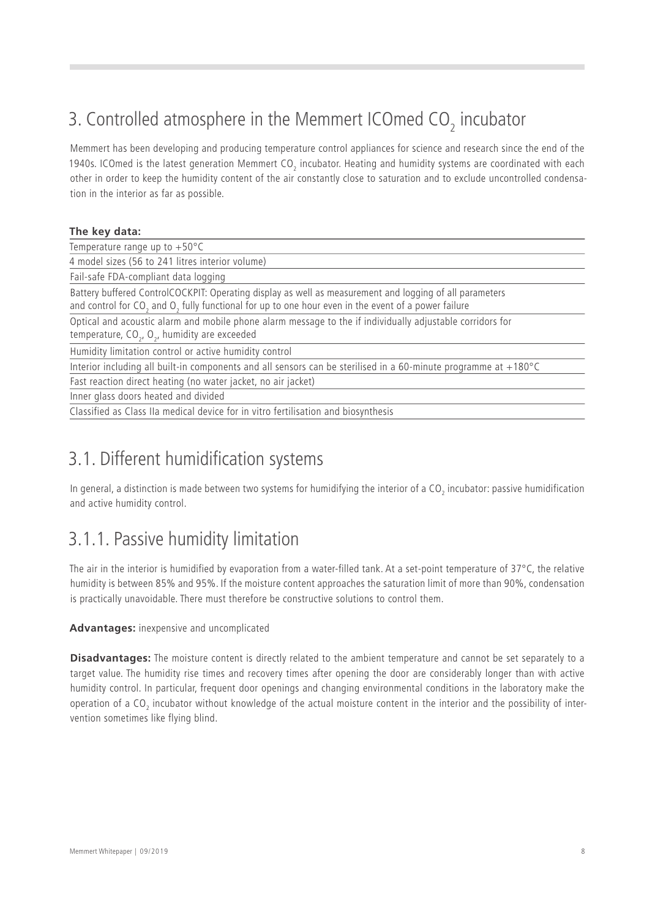## 3. Controlled atmosphere in the Memmert ICOmed $CO_2$ incubator

Memmert has been developing and producing temperature control appliances for science and research since the end of the 1940s. ICOmed is the latest generation Memmert $CO_2$ incubator. Heating and humidity systems are coordinated with each other in order to keep the humidity content of the air constantly close to saturation and to exclude uncontrolled condensation in the interior as far as possible.

| **The key data:** |
|---|
| Temperature range up to +50°C |
| 4 model sizes (56 to 241 litres interior volume) |
| Fail-safe FDA-compliant data logging |
| Battery buffered ControlCOCKPIT: Operating display as well as measurement and logging of all parameters and control for $CO_2$ and $O_2$ fully functional for up to one hour even in the event of a power failure |
| Optical and acoustic alarm and mobile phone alarm message to the if individually adjustable corridors for temperature, $CO_2$, $O_2$, humidity are exceeded |
| Humidity limitation control or active humidity control |
| Interior including all built-in components and all sensors can be sterilised in a 60-minute programme at +180°C |
| Fast reaction direct heating (no water jacket, no air jacket) |
| Inner glass doors heated and divided |
| Classified as Class IIa medical device for in vitro fertilisation and biosynthesis |

## 3.1. Different humidification systems

In general, a distinction is made between two systems for humidifying the interior of a $CO_2$ incubator: passive humidification and active humidity control.

### 3.1.1. Passive humidity limitation

The air in the interior is humidified by evaporation from a water-filled tank. At a set-point temperature of 37°C, the relative humidity is between 85% and 95%. If the moisture content approaches the saturation limit of more than 90%, condensation is practically unavoidable. There must therefore be constructive solutions to control them.

**Advantages:** inexpensive and uncomplicated

**Disadvantages:** The moisture content is directly related to the ambient temperature and cannot be set separately to a target value. The humidity rise times and recovery times after opening the door are considerably longer than with active humidity control. In particular, frequent door openings and changing environmental conditions in the laboratory make the operation of a $CO_2$ incubator without knowledge of the actual moisture content in the interior and the possibility of intervention sometimes like flying blind.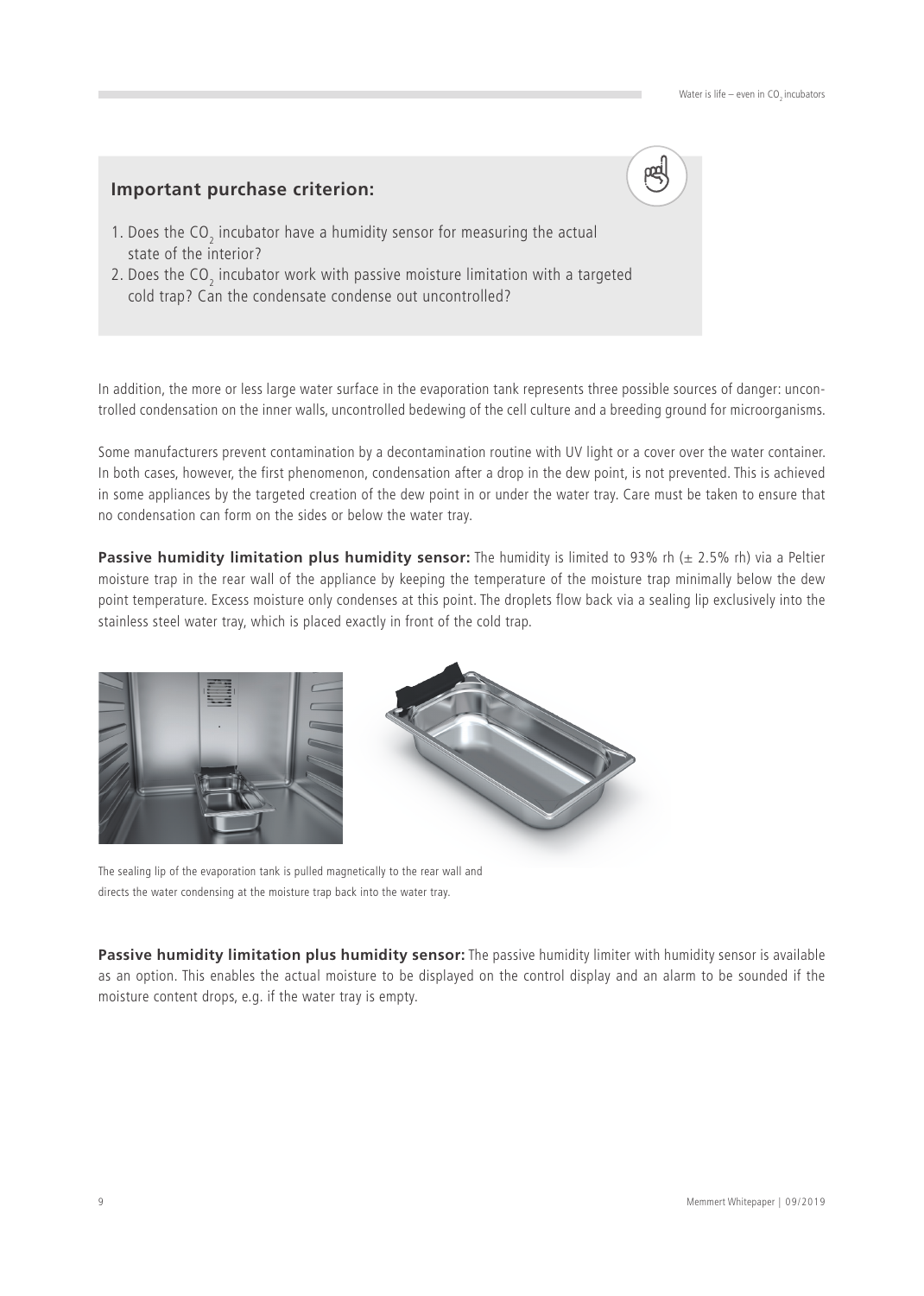**Important purchase criterion:**

1. Does the $CO_2$ incubator have a humidity sensor for measuring the actual state of the interior?
2. Does the $CO_2$ incubator work with passive moisture limitation with a targeted cold trap? Can the condensate condense out uncontrolled?

In addition, the more or less large water surface in the evaporation tank represents three possible sources of danger: uncontrolled condensation on the inner walls, uncontrolled bedewing of the cell culture and a breeding ground for microorganisms.

Some manufacturers prevent contamination by a decontamination routine with UV light or a cover over the water container. In both cases, however, the first phenomenon, condensation after a drop in the dew point, is not prevented. This is achieved in some appliances by the targeted creation of the dew point in or under the water tray. Care must be taken to ensure that no condensation can form on the sides or below the water tray.

**Passive humidity limitation plus humidity sensor:** The humidity is limited to 93% rh (± 2.5% rh) via a Peltier moisture trap in the rear wall of the appliance by keeping the temperature of the moisture trap minimally below the dew point temperature. Excess moisture only condenses at this point. The droplets flow back via a sealing lip exclusively into the stainless steel water tray, which is placed exactly in front of the cold trap.

The sealing lip of the evaporation tank is pulled magnetically to the rear wall and directs the water condensing at the moisture trap back into the water tray.

**Passive humidity limitation plus humidity sensor:** The passive humidity limiter with humidity sensor is available as an option. This enables the actual moisture to be displayed on the control display and an alarm to be sounded if the moisture content drops, e.g. if the water tray is empty.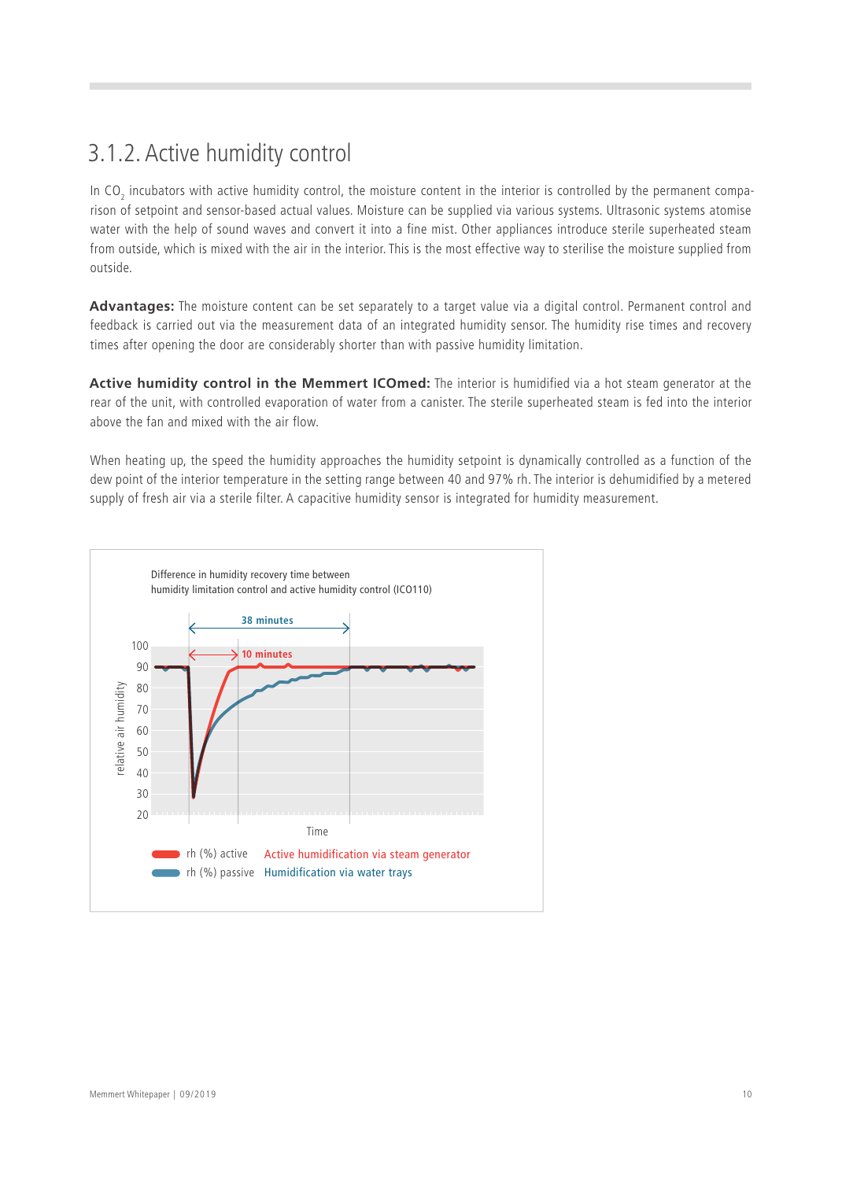## 3.1.2. Active humidity control

In $CO_2$ incubators with active humidity control, the moisture content in the interior is controlled by the permanent comparison of setpoint and sensor-based actual values. Moisture can be supplied via various systems. Ultrasonic systems atomise water with the help of sound waves and convert it into a fine mist. Other appliances introduce sterile superheated steam from outside, which is mixed with the air in the interior. This is the most effective way to sterilise the moisture supplied from outside.

**Advantages:** The moisture content can be set separately to a target value via a digital control. Permanent control and feedback is carried out via the measurement data of an integrated humidity sensor. The humidity rise times and recovery times after opening the door are considerably shorter than with passive humidity limitation.

**Active humidity control in the Memmert ICOmed:** The interior is humidified via a hot steam generator at the rear of the unit, with controlled evaporation of water from a canister. The sterile superheated steam is fed into the interior above the fan and mixed with the air flow.

When heating up, the speed the humidity approaches the humidity setpoint is dynamically controlled as a function of the dew point of the interior temperature in the setting range between 40 and 97% rh. The interior is dehumidified by a metered supply of fresh air via a sterile filter. A capacitive humidity sensor is integrated for humidity measurement.

Difference in humidity recovery time between humidity limitation control and active humidity control (ICO110)

38 minutes

10 minutes

relative air humidity

100, 90, 80, 70, 60, 50, 40, 30, 20

Time

rh (%) active — Active humidification via steam generator

rh (%) passive — Humidification via water trays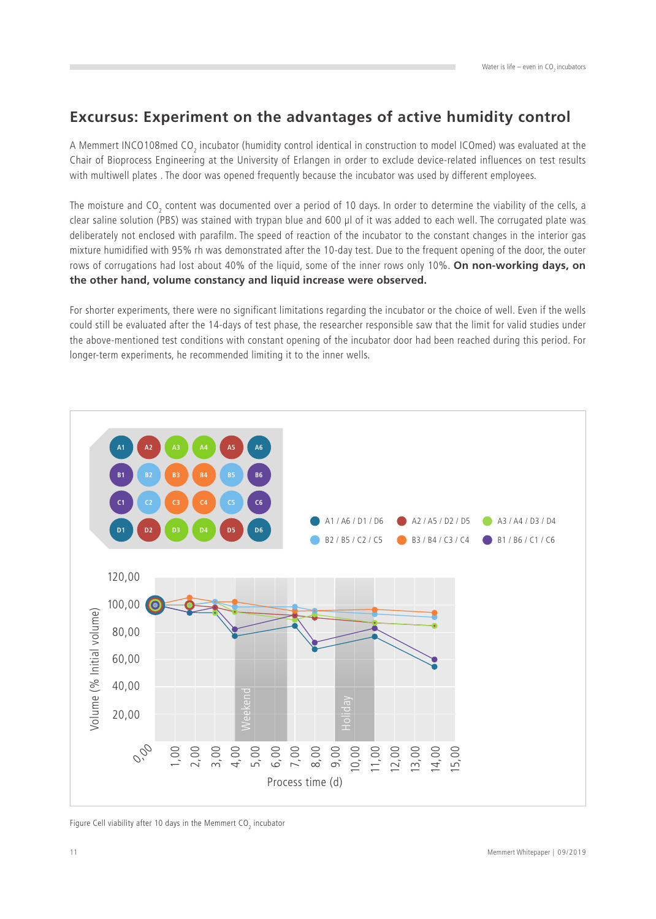## Excursus: Experiment on the advantages of active humidity control

A Memmert INCO108med $CO_2$ incubator (humidity control identical in construction to model ICOmed) was evaluated at the Chair of Bioprocess Engineering at the University of Erlangen in order to exclude device-related influences on test results with multiwell plates . The door was opened frequently because the incubator was used by different employees.

The moisture and $CO_2$ content was documented over a period of 10 days. In order to determine the viability of the cells, a clear saline solution (PBS) was stained with trypan blue and 600 µl of it was added to each well. The corrugated plate was deliberately not enclosed with parafilm. The speed of reaction of the incubator to the constant changes in the interior gas mixture humidified with 95% rh was demonstrated after the 10-day test. Due to the frequent opening of the door, the outer rows of corrugations had lost about 40% of the liquid, some of the inner rows only 10%. **On non-working days, on the other hand, volume constancy and liquid increase were observed.**

For shorter experiments, there were no significant limitations regarding the incubator or the choice of well. Even if the wells could still be evaluated after the 14-days of test phase, the researcher responsible saw that the limit for valid studies under the above-mentioned test conditions with constant opening of the incubator door had been reached during this period. For longer-term experiments, he recommended limiting it to the inner wells.

Figure Cell viability after 10 days in the Memmert $CO_2$ incubator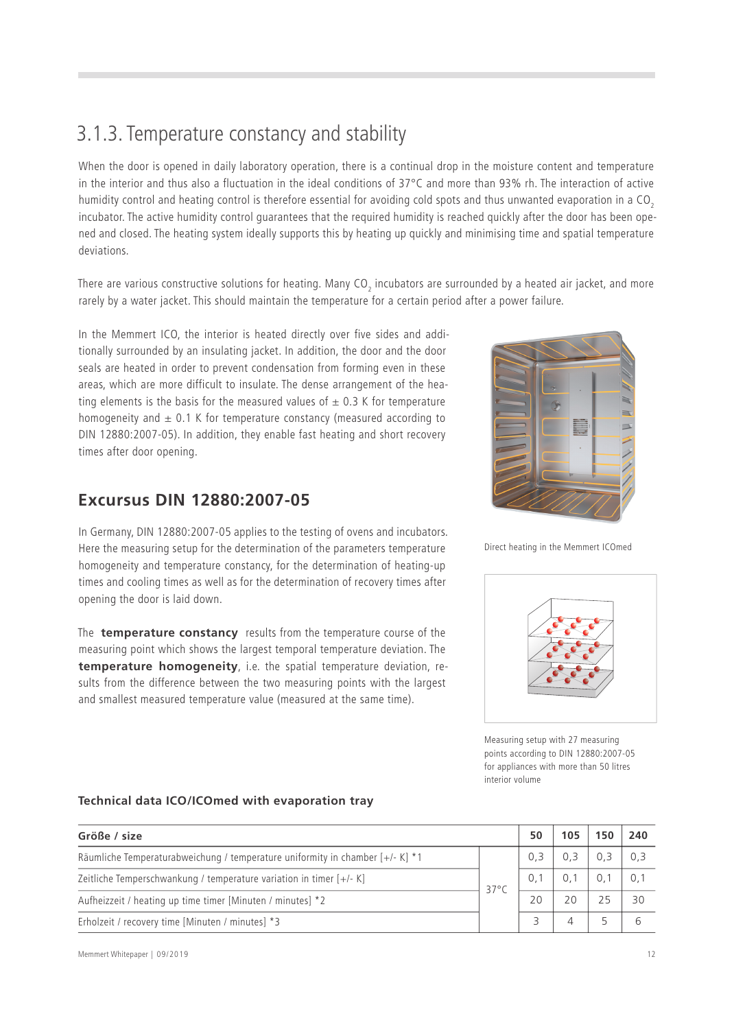## 3.1.3. Temperature constancy and stability

When the door is opened in daily laboratory operation, there is a continual drop in the moisture content and temperature in the interior and thus also a fluctuation in the ideal conditions of 37°C and more than 93% rh. The interaction of active humidity control and heating control is therefore essential for avoiding cold spots and thus unwanted evaporation in a $CO_2$ incubator. The active humidity control guarantees that the required humidity is reached quickly after the door has been opened and closed. The heating system ideally supports this by heating up quickly and minimising time and spatial temperature deviations.

There are various constructive solutions for heating. Many $CO_2$ incubators are surrounded by a heated air jacket, and more rarely by a water jacket. This should maintain the temperature for a certain period after a power failure.

In the Memmert ICO, the interior is heated directly over five sides and additionally surrounded by an insulating jacket. In addition, the door and the door seals are heated in order to prevent condensation from forming even in these areas, which are more difficult to insulate. The dense arrangement of the heating elements is the basis for the measured values of ± 0.3 K for temperature homogeneity and ± 0.1 K for temperature constancy (measured according to DIN 12880:2007-05). In addition, they enable fast heating and short recovery times after door opening.

Direct heating in the Memmert ICOmed

### Excursus DIN 12880:2007-05

In Germany, DIN 12880:2007-05 applies to the testing of ovens and incubators. Here the measuring setup for the determination of the parameters temperature homogeneity and temperature constancy, for the determination of heating-up times and cooling times as well as for the determination of recovery times after opening the door is laid down.

The **temperature constancy** results from the temperature course of the measuring point which shows the largest temporal temperature deviation. The **temperature homogeneity**, i.e. the spatial temperature deviation, results from the difference between the two measuring points with the largest and smallest measured temperature value (measured at the same time).

Measuring setup with 27 measuring points according to DIN 12880:2007-05 for appliances with more than 50 litres interior volume

**Technical data ICO/ICOmed with evaporation tray**

| Größe / size | | 50 | 105 | 150 | 240 |
|---|---|---|---|---|---|
| Räumliche Temperaturabweichung / temperature uniformity in chamber [+/- K] *1 | 37°C | 0,3 | 0,3 | 0,3 | 0,3 |
| Zeitliche Temperschwankung / temperature variation in timer [+/- K] | | 0,1 | 0,1 | 0,1 | 0,1 |
| Aufheizzeit / heating up time timer [Minuten / minutes] *2 | | 20 | 20 | 25 | 30 |
| Erholzeit / recovery time [Minuten / minutes] *3 | | 3 | 4 | 5 | 6 |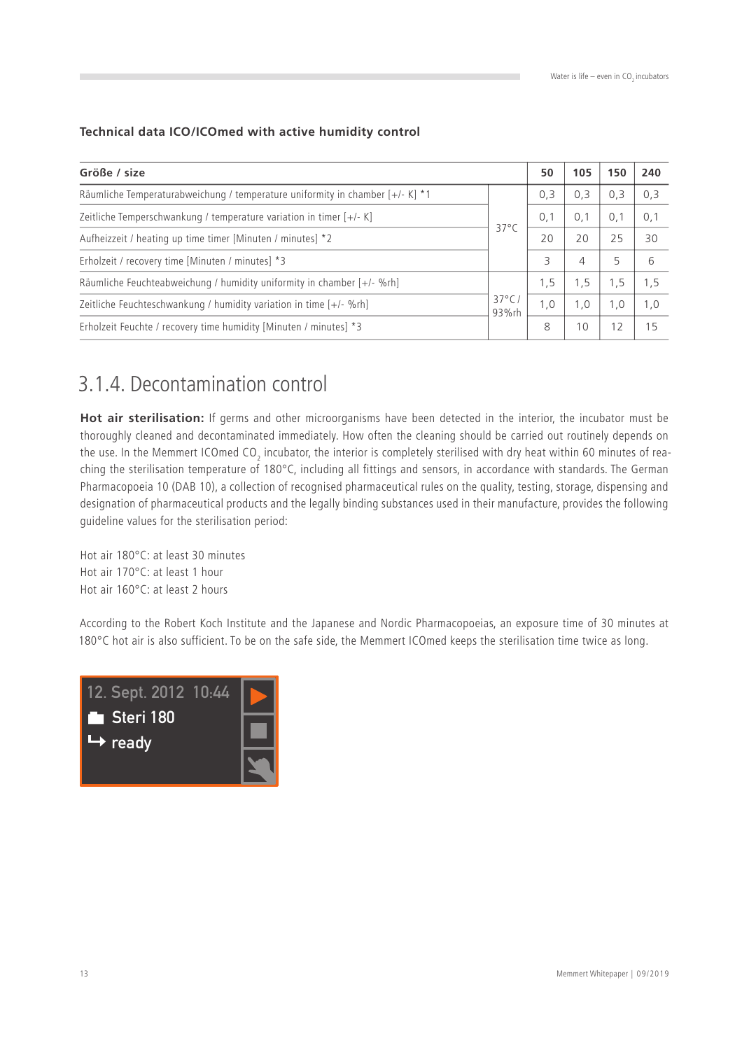### Technical data ICO/ICOmed with active humidity control

| Größe / size | | 50 | 105 | 150 | 240 |
|---|---|---|---|---|---|
| Räumliche Temperaturabweichung / temperature uniformity in chamber [+/- K] *1 | 37°C | 0,3 | 0,3 | 0,3 | 0,3 |
| Zeitliche Temperschwankung / temperature variation in timer [+/- K] | | 0,1 | 0,1 | 0,1 | 0,1 |
| Aufheizzeit / heating up time timer [Minuten / minutes] *2 | | 20 | 20 | 25 | 30 |
| Erholzeit / recovery time [Minuten / minutes] *3 | | 3 | 4 | 5 | 6 |
| Räumliche Feuchteabweichung / humidity uniformity in chamber [+/- %rh] | 37°C / 93%rh | 1,5 | 1,5 | 1,5 | 1,5 |
| Zeitliche Feuchteschwankung / humidity variation in time [+/- %rh] | | 1,0 | 1,0 | 1,0 | 1,0 |
| Erholzeit Feuchte / recovery time humidity [Minuten / minutes] *3 | | 8 | 10 | 12 | 15 |

## 3.1.4. Decontamination control

**Hot air sterilisation:** If germs and other microorganisms have been detected in the interior, the incubator must be thoroughly cleaned and decontaminated immediately. How often the cleaning should be carried out routinely depends on the use. In the Memmert ICOmed $CO_2$ incubator, the interior is completely sterilised with dry heat within 60 minutes of reaching the sterilisation temperature of 180°C, including all fittings and sensors, in accordance with standards. The German Pharmacopoeia 10 (DAB 10), a collection of recognised pharmaceutical rules on the quality, testing, storage, dispensing and designation of pharmaceutical products and the legally binding substances used in their manufacture, provides the following guideline values for the sterilisation period:

Hot air 180°C: at least 30 minutes
Hot air 170°C: at least 1 hour
Hot air 160°C: at least 2 hours

According to the Robert Koch Institute and the Japanese and Nordic Pharmacopoeias, an exposure time of 30 minutes at 180°C hot air is also sufficient. To be on the safe side, the Memmert ICOmed keeps the sterilisation time twice as long.

12. Sept. 2012 10:44
Steri 180
ready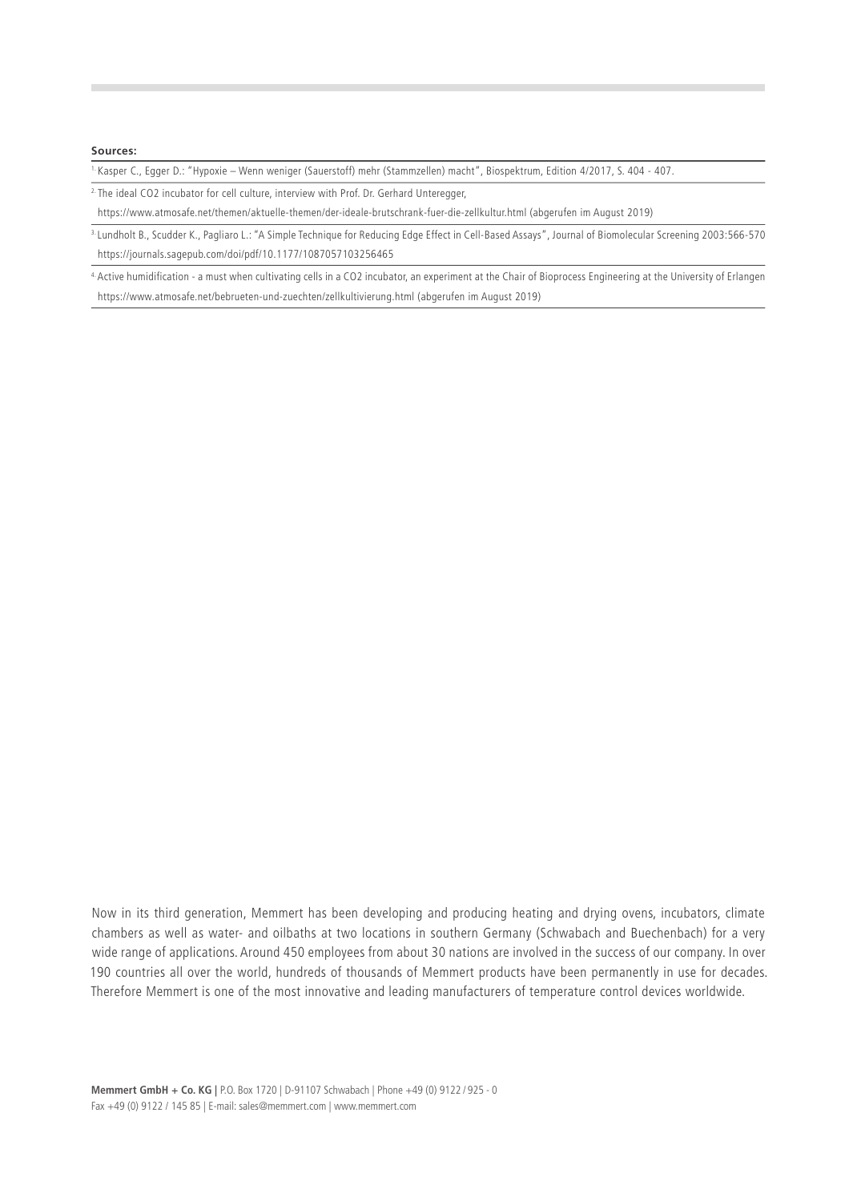**Sources:**

[1] Kasper C., Egger D.: "Hypoxie – Wenn weniger (Sauerstoff) mehr (Stammzellen) macht", Biospektrum, Edition 4/2017, S. 404 - 407.

[2] The ideal CO2 incubator for cell culture, interview with Prof. Dr. Gerhard Unteregger,
https://www.atmosafe.net/themen/aktuelle-themen/der-ideale-brutschrank-fuer-die-zellkultur.html (abgerufen im August 2019)

[3] Lundholt B., Scudder K., Pagliaro L.: "A Simple Technique for Reducing Edge Effect in Cell-Based Assays", Journal of Biomolecular Screening 2003:566-570
https://journals.sagepub.com/doi/pdf/10.1177/1087057103256465

[4] Active humidification - a must when cultivating cells in a CO2 incubator, an experiment at the Chair of Bioprocess Engineering at the University of Erlangen
https://www.atmosafe.net/bebrueten-und-zuechten/zellkultivierung.html (abgerufen im August 2019)

Now in its third generation, Memmert has been developing and producing heating and drying ovens, incubators, climate chambers as well as water- and oilbaths at two locations in southern Germany (Schwabach and Buechenbach) for a very wide range of applications. Around 450 employees from about 30 nations are involved in the success of our company. In over 190 countries all over the world, hundreds of thousands of Memmert products have been permanently in use for decades. Therefore Memmert is one of the most innovative and leading manufacturers of temperature control devices worldwide.

**Memmert GmbH + Co. KG |** P.O. Box 1720 | D-91107 Schwabach | Phone +49 (0) 9122 / 925 - 0
Fax +49 (0) 9122 / 145 85 | E-mail: sales@memmert.com | www.memmert.com